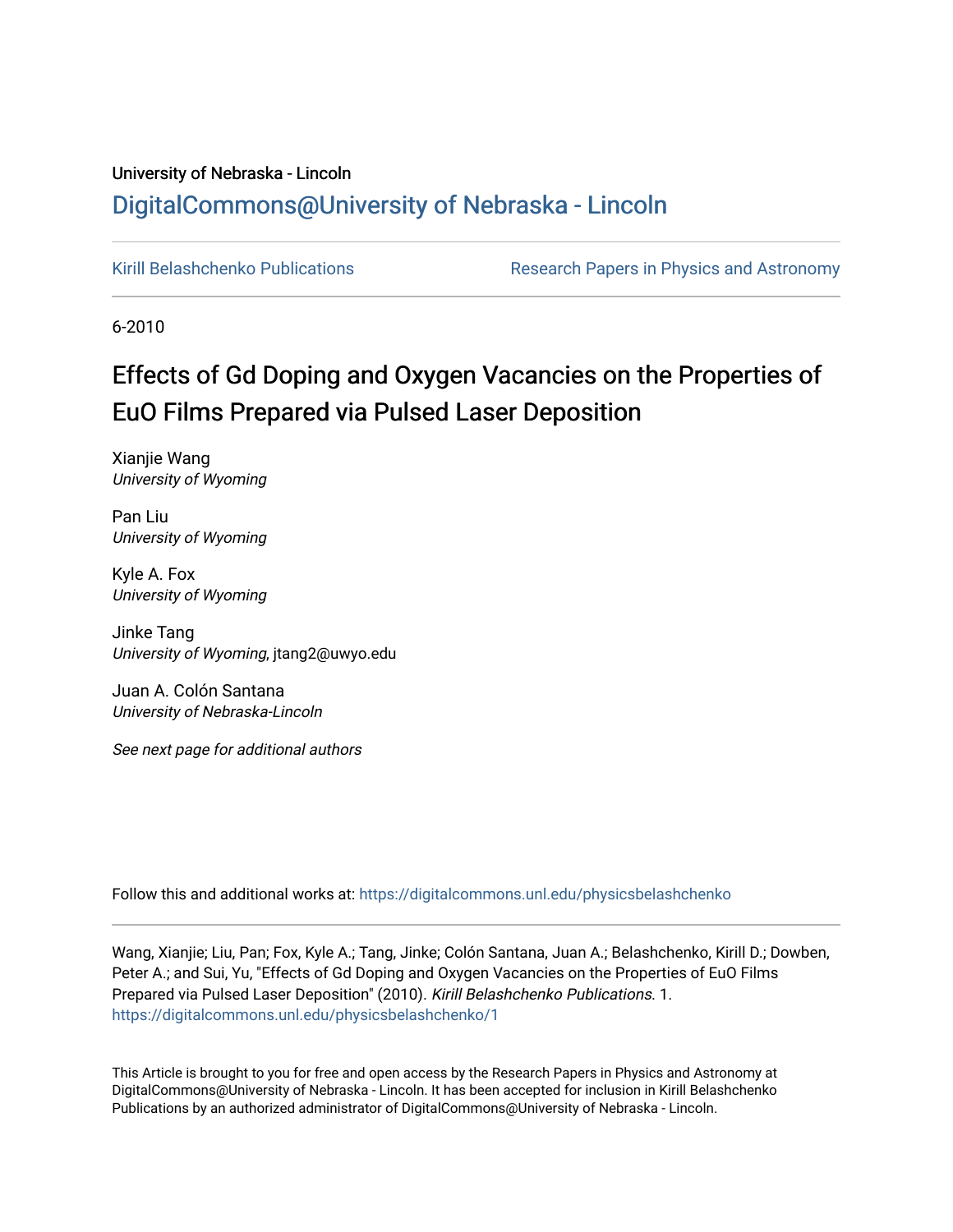University of Nebraska - Lincoln

# DigitalCommons@University of Nebraska - Lincoln

Kirill Belashchenko Publications

Research Papers in Physics and Astronomy

6-2010

## Effects of Gd Doping and Oxygen Vacancies on the Properties of EuO Films Prepared via Pulsed Laser Deposition

Xianjie Wang
*University of Wyoming*

Pan Liu
*University of Wyoming*

Kyle A. Fox
*University of Wyoming*

Jinke Tang
*University of Wyoming*, jtang2@uwyo.edu

Juan A. Colón Santana
*University of Nebraska-Lincoln*

*See next page for additional authors*

Follow this and additional works at: https://digitalcommons.unl.edu/physicsbelashchenko

Wang, Xianjie; Liu, Pan; Fox, Kyle A.; Tang, Jinke; Colón Santana, Juan A.; Belashchenko, Kirill D.; Dowben, Peter A.; and Sui, Yu, "Effects of Gd Doping and Oxygen Vacancies on the Properties of EuO Films Prepared via Pulsed Laser Deposition" (2010). *Kirill Belashchenko Publications*. 1.
https://digitalcommons.unl.edu/physicsbelashchenko/1

This Article is brought to you for free and open access by the Research Papers in Physics and Astronomy at DigitalCommons@University of Nebraska - Lincoln. It has been accepted for inclusion in Kirill Belashchenko Publications by an authorized administrator of DigitalCommons@University of Nebraska - Lincoln.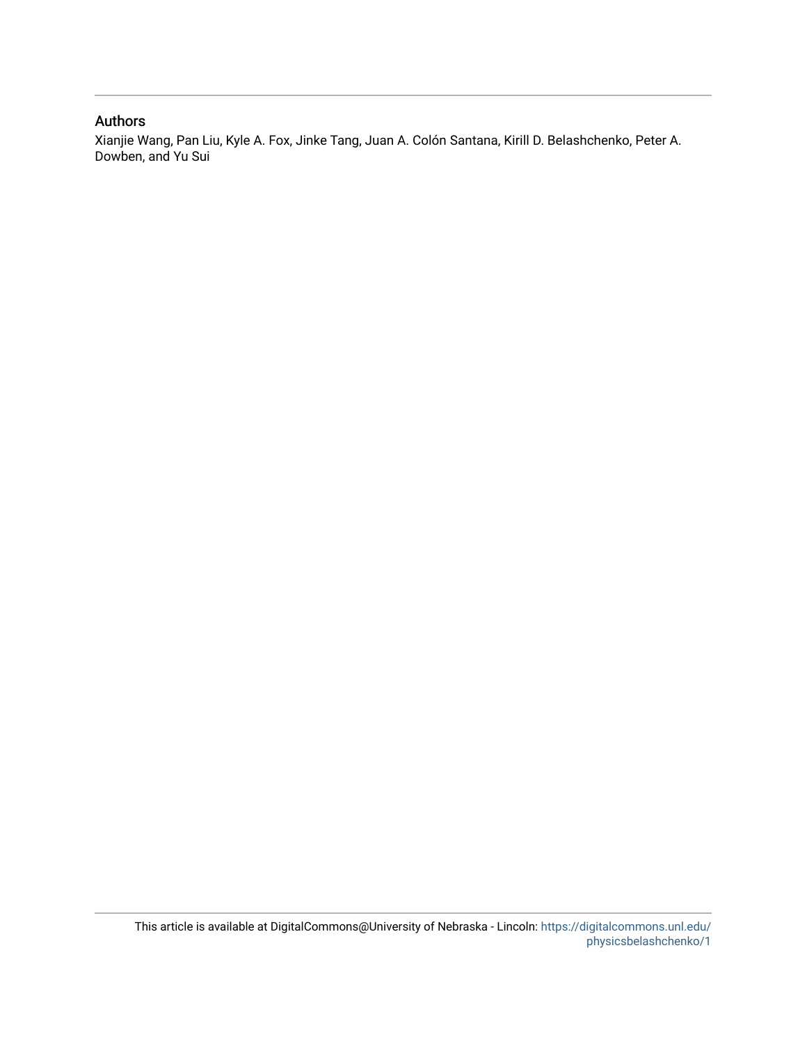## Authors

Xianjie Wang, Pan Liu, Kyle A. Fox, Jinke Tang, Juan A. Colón Santana, Kirill D. Belashchenko, Peter A. Dowben, and Yu Sui

This article is available at DigitalCommons@University of Nebraska - Lincoln: https://digitalcommons.unl.edu/physicsbelashchenko/1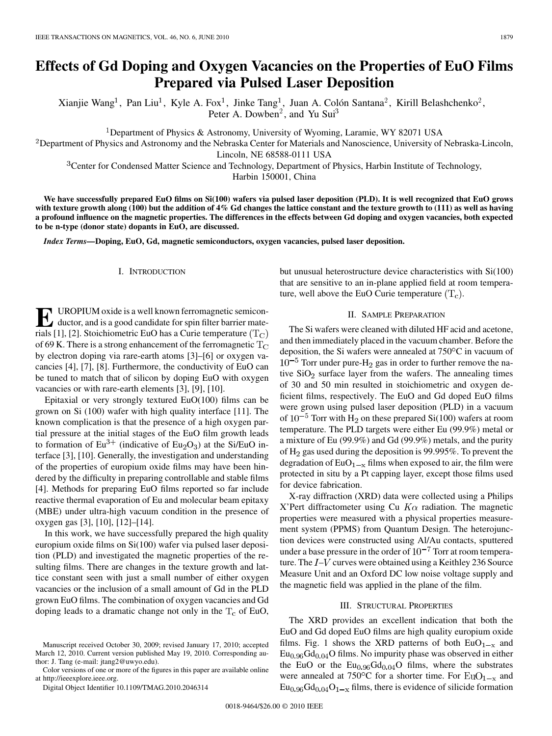# Effects of Gd Doping and Oxygen Vacancies on the Properties of EuO Films Prepared via Pulsed Laser Deposition

Xianjie Wang[1], Pan Liu[1], Kyle A. Fox[1], Jinke Tang[1], Juan A. Colón Santana[2], Kirill Belashchenko[2], Peter A. Dowben[2], and Yu Sui[3]

[1]Department of Physics & Astronomy, University of Wyoming, Laramie, WY 82071 USA

[2]Department of Physics and Astronomy and the Nebraska Center for Materials and Nanoscience, University of Nebraska-Lincoln, Lincoln, NE 68588-0111 USA

[3]Center for Condensed Matter Science and Technology, Department of Physics, Harbin Institute of Technology, Harbin 150001, China

**We have successfully prepared EuO films on Si(100) wafers via pulsed laser deposition (PLD). It is well recognized that EuO grows with texture growth along (100) but the addition of 4% Gd changes the lattice constant and the texture growth to (111) as well as having a profound influence on the magnetic properties. The differences in the effects between Gd doping and oxygen vacancies, both expected to be n-type (donor state) dopants in EuO, are discussed.**

***Index Terms*—Doping, EuO, Gd, magnetic semiconductors, oxygen vacancies, pulsed laser deposition.**

## I. Introduction

Europium oxide is a well known ferromagnetic semiconductor, and is a good candidate for spin filter barrier materials [1], [2]. Stoichiometric EuO has a Curie temperature ($T_C$) of 69 K. There is a strong enhancement of the ferromagnetic $T_C$ by electron doping via rare-earth atoms [3]–[6] or oxygen vacancies [4], [7], [8]. Furthermore, the conductivity of EuO can be tuned to match that of silicon by doping EuO with oxygen vacancies or with rare-earth elements [3], [9], [10].

Epitaxial or very strongly textured EuO(100) films can be grown on Si (100) wafer with high quality interface [11]. The known complication is that the presence of a high oxygen partial pressure at the initial stages of the EuO film growth leads to formation of $Eu^{3+}$ (indicative of $Eu_2O_3$) at the Si/EuO interface [3], [10]. Generally, the investigation and understanding of the properties of europium oxide films may have been hindered by the difficulty in preparing controllable and stable films [4]. Methods for preparing EuO films reported so far include reactive thermal evaporation of Eu and molecular beam epitaxy (MBE) under ultra-high vacuum condition in the presence of oxygen gas [3], [10], [12]–[14].

In this work, we have successfully prepared the high quality europium oxide films on Si(100) wafer via pulsed laser deposition (PLD) and investigated the magnetic properties of the resulting films. There are changes in the texture growth and lattice constant seen with just a small number of either oxygen vacancies or the inclusion of a small amount of Gd in the PLD grown EuO films. The combination of oxygen vacancies and Gd doping leads to a dramatic change not only in the $T_c$ of EuO, but unusual heterostructure device characteristics with Si(100) that are sensitive to an in-plane applied field at room temperature, well above the EuO Curie temperature ($T_c$).

Manuscript received October 30, 2009; revised January 17, 2010; accepted March 12, 2010. Current version published May 19, 2010. Corresponding author: J. Tang (e-mail: jtang2@uwyo.edu).

Color versions of one or more of the figures in this paper are available online at http://ieeexplore.ieee.org.

Digital Object Identifier 10.1109/TMAG.2010.2046314

## II. Sample Preparation

The Si wafers were cleaned with diluted HF acid and acetone, and then immediately placed in the vacuum chamber. Before the deposition, the Si wafers were annealed at 750°C in vacuum of $10^{-5}$ Torr under pure-$H_2$ gas in order to further remove the native $SiO_2$ surface layer from the wafers. The annealing times of 30 and 50 min resulted in stoichiometric and oxygen deficient films, respectively. The EuO and Gd doped EuO films were grown using pulsed laser deposition (PLD) in a vacuum of $10^{-5}$ Torr with $H_2$ on these prepared Si(100) wafers at room temperature. The PLD targets were either Eu (99.9%) metal or a mixture of Eu (99.9%) and Gd (99.9%) metals, and the purity of $H_2$ gas used during the deposition is 99.995%. To prevent the degradation of $EuO_{1-x}$ films when exposed to air, the film were protected in situ by a Pt capping layer, except those films used for device fabrication.

X-ray diffraction (XRD) data were collected using a Philips X'Pert diffractometer using Cu $K\alpha$ radiation. The magnetic properties were measured with a physical properties measurement system (PPMS) from Quantum Design. The heterojunction devices were constructed using Al/Au contacts, sputtered under a base pressure in the order of $10^{-7}$ Torr at room temperature. The $I$–$V$ curves were obtained using a Keithley 236 Source Measure Unit and an Oxford DC low noise voltage supply and the magnetic field was applied in the plane of the film.

## III. Structural Properties

The XRD provides an excellent indication that both the EuO and Gd doped EuO films are high quality europium oxide films. Fig. 1 shows the XRD patterns of both $EuO_{1-x}$ and $Eu_{0.96}Gd_{0.04}O$ films. No impurity phase was observed in either the EuO or the $Eu_{0.96}Gd_{0.04}O$ films, where the substrates were annealed at 750°C for a shorter time. For $EuO_{1-x}$ and $Eu_{0.96}Gd_{0.04}O_{1-x}$ films, there is evidence of silicide formation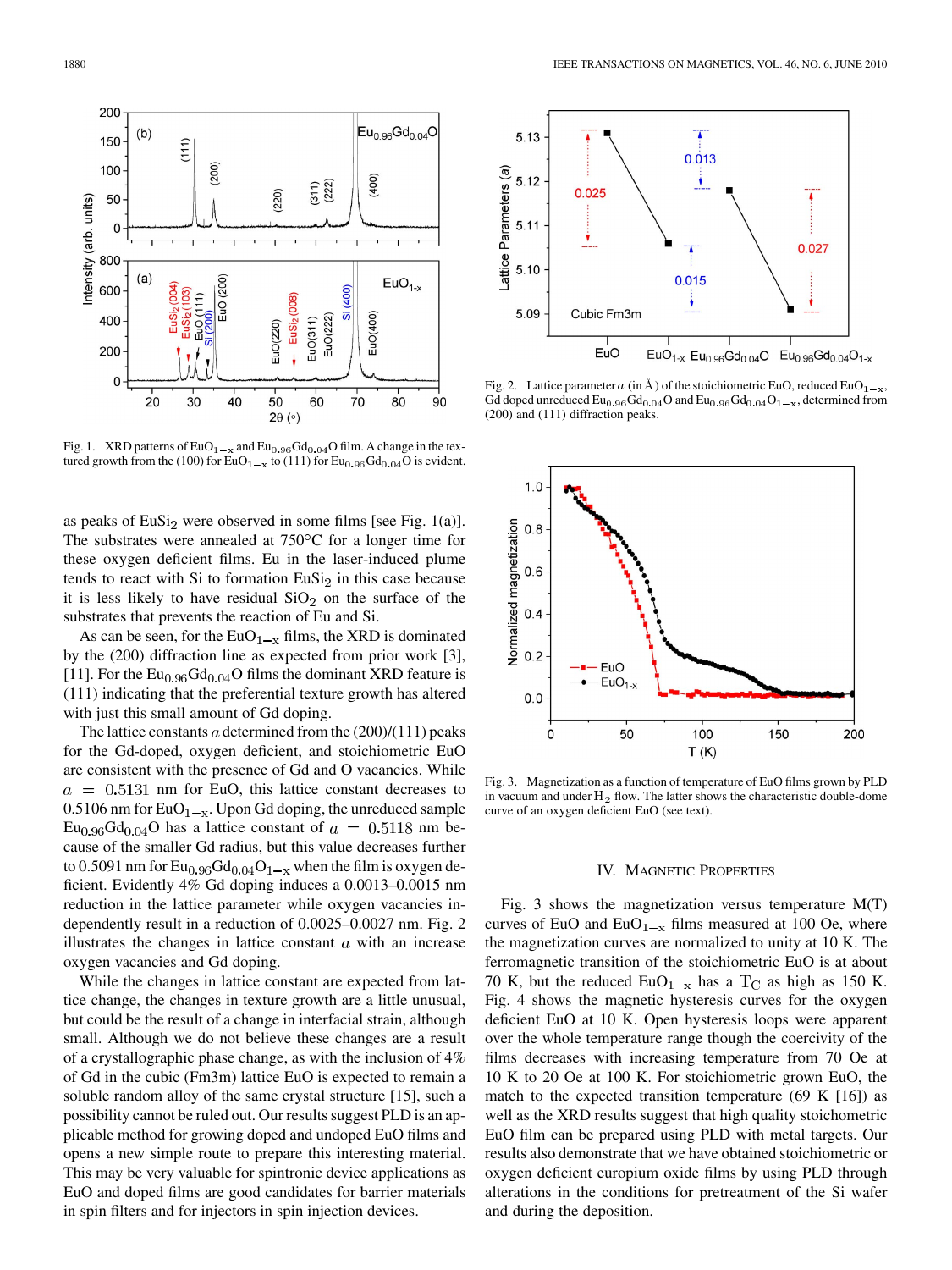Fig. 1. XRD patterns of $EuO_{1-x}$ and $Eu_{0.96}Gd_{0.04}O$ film. A change in the textured growth from the (100) for $EuO_{1-x}$ to (111) for $Eu_{0.96}Gd_{0.04}O$ is evident.

as peaks of $EuSi_2$ were observed in some films [see Fig. 1(a)]. The substrates were annealed at 750°C for a longer time for these oxygen deficient films. Eu in the laser-induced plume tends to react with Si to formation $EuSi_2$ in this case because it is less likely to have residual $SiO_2$ on the surface of the substrates that prevents the reaction of Eu and Si.

As can be seen, for the $EuO_{1-x}$ films, the XRD is dominated by the (200) diffraction line as expected from prior work [3], [11]. For the $Eu_{0.96}Gd_{0.04}O$ films the dominant XRD feature is (111) indicating that the preferential texture growth has altered with just this small amount of Gd doping.

The lattice constants $a$ determined from the (200)/(111) peaks for the Gd-doped, oxygen deficient, and stoichiometric EuO are consistent with the presence of Gd and O vacancies. While $a = 0.5131$ nm for EuO, this lattice constant decreases to 0.5106 nm for $EuO_{1-x}$. Upon Gd doping, the unreduced sample $Eu_{0.96}Gd_{0.04}O$ has a lattice constant of $a = 0.5118$ nm because of the smaller Gd radius, but this value decreases further to 0.5091 nm for $Eu_{0.96}Gd_{0.04}O_{1-x}$ when the film is oxygen deficient. Evidently 4% Gd doping induces a 0.0013–0.0015 nm reduction in the lattice parameter while oxygen vacancies independently result in a reduction of 0.0025–0.0027 nm. Fig. 2 illustrates the changes in lattice constant $a$ with an increase oxygen vacancies and Gd doping.

While the changes in lattice constant are expected from lattice change, the changes in texture growth are a little unusual, but could be the result of a change in interfacial strain, although small. Although we do not believe these changes are a result of a crystallographic phase change, as with the inclusion of 4% of Gd in the cubic (Fm3m) lattice EuO is expected to remain a soluble random alloy of the same crystal structure [15], such a possibility cannot be ruled out. Our results suggest PLD is an applicable method for growing doped and undoped EuO films and opens a new simple route to prepare this interesting material. This may be very valuable for spintronic device applications as EuO and doped films are good candidates for barrier materials in spin filters and for injectors in spin injection devices.

Fig. 2. Lattice parameter $a$ (in Å) of the stoichiometric EuO, reduced $EuO_{1-x}$, Gd doped unreduced $Eu_{0.96}Gd_{0.04}O$ and $Eu_{0.96}Gd_{0.04}O_{1-x}$, determined from (200) and (111) diffraction peaks.

Fig. 3. Magnetization as a function of temperature of EuO films grown by PLD in vacuum and under $H_2$ flow. The latter shows the characteristic double-dome curve of an oxygen deficient EuO (see text).

## IV. Magnetic Properties

Fig. 3 shows the magnetization versus temperature M(T) curves of EuO and $EuO_{1-x}$ films measured at 100 Oe, where the magnetization curves are normalized to unity at 10 K. The ferromagnetic transition of the stoichiometric EuO is at about 70 K, but the reduced $EuO_{1-x}$ has a $T_C$ as high as 150 K. Fig. 4 shows the magnetic hysteresis curves for the oxygen deficient EuO at 10 K. Open hysteresis loops were apparent over the whole temperature range though the coercivity of the films decreases with increasing temperature from 70 Oe at 10 K to 20 Oe at 100 K. For stoichiometric grown EuO, the match to the expected transition temperature (69 K [16]) as well as the XRD results suggest that high quality stoichiometric EuO film can be prepared using PLD with metal targets. Our results also demonstrate that we have obtained stoichiometric or oxygen deficient europium oxide films by using PLD through alterations in the conditions for pretreatment of the Si wafer and during the deposition.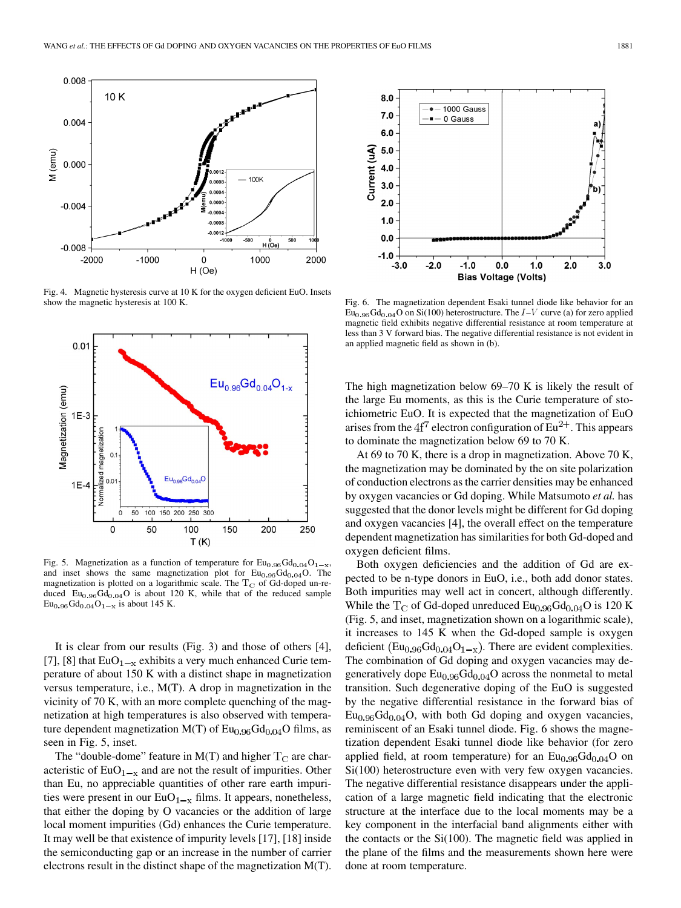Fig. 4. Magnetic hysteresis curve at 10 K for the oxygen deficient EuO. Insets show the magnetic hysteresis at 100 K.

Fig. 5. Magnetization as a function of temperature for $Eu_{0.96}Gd_{0.04}O_{1-x}$, and inset shows the same magnetization plot for $Eu_{0.96}Gd_{0.04}O$. The magnetization is plotted on a logarithmic scale. The $T_C$ of Gd-doped un-reduced $Eu_{0.96}Gd_{0.04}O$ is about 120 K, while that of the reduced sample $Eu_{0.96}Gd_{0.04}O_{1-x}$ is about 145 K.

It is clear from our results (Fig. 3) and those of others [4], [7], [8] that $EuO_{1-x}$ exhibits a very much enhanced Curie temperature of about 150 K with a distinct shape in magnetization versus temperature, i.e., M(T). A drop in magnetization in the vicinity of 70 K, with an more complete quenching of the magnetization at high temperatures is also observed with temperature dependent magnetization M(T) of $Eu_{0.96}Gd_{0.04}O$ films, as seen in Fig. 5, inset.

The "double-dome" feature in M(T) and higher $T_C$ are characteristic of $EuO_{1-x}$ and are not the result of impurities. Other than Eu, no appreciable quantities of other rare earth impurities were present in our $EuO_{1-x}$ films. It appears, nonetheless, that either the doping by O vacancies or the addition of large local moment impurities (Gd) enhances the Curie temperature. It may well be that existence of impurity levels [17], [18] inside the semiconducting gap or an increase in the number of carrier electrons result in the distinct shape of the magnetization M(T).

Fig. 6. The magnetization dependent Esaki tunnel diode like behavior for an $Eu_{0.96}Gd_{0.04}O$ on Si(100) heterostructure. The $I$–$V$ curve (a) for zero applied magnetic field exhibits negative differential resistance at room temperature at less than 3 V forward bias. The negative differential resistance is not evident in an applied magnetic field as shown in (b).

The high magnetization below 69–70 K is likely the result of the large Eu moments, as this is the Curie temperature of stoichiometric EuO. It is expected that the magnetization of EuO arises from the $4f^7$ electron configuration of $Eu^{2+}$. This appears to dominate the magnetization below 69 to 70 K.

At 69 to 70 K, there is a drop in magnetization. Above 70 K, the magnetization may be dominated by the on site polarization of conduction electrons as the carrier densities may be enhanced by oxygen vacancies or Gd doping. While Matsumoto *et al.* has suggested that the donor levels might be different for Gd doping and oxygen vacancies [4], the overall effect on the temperature dependent magnetization has similarities for both Gd-doped and oxygen deficient films.

Both oxygen deficiencies and the addition of Gd are expected to be n-type donors in EuO, i.e., both add donor states. Both impurities may well act in concert, although differently. While the $T_C$ of Gd-doped unreduced $Eu_{0.96}Gd_{0.04}O$ is 120 K (Fig. 5, and inset, magnetization shown on a logarithmic scale), it increases to 145 K when the Gd-doped sample is oxygen deficient ($Eu_{0.96}Gd_{0.04}O_{1-x}$). There are evident complexities. The combination of Gd doping and oxygen vacancies may degeneratively dope $Eu_{0.96}Gd_{0.04}O$ across the nonmetal to metal transition. Such degenerative doping of the EuO is suggested by the negative differential resistance in the forward bias of $Eu_{0.96}Gd_{0.04}O$, with both Gd doping and oxygen vacancies, reminiscent of an Esaki tunnel diode. Fig. 6 shows the magnetization dependent Esaki tunnel diode like behavior (for zero applied field, at room temperature) for an $Eu_{0.96}Gd_{0.04}O$ on Si(100) heterostructure even with very few oxygen vacancies. The negative differential resistance disappears under the application of a large magnetic field indicating that the electronic structure at the interface due to the local moments may be a key component in the interfacial band alignments either with the contacts or the Si(100). The magnetic field was applied in the plane of the films and the measurements shown here were done at room temperature.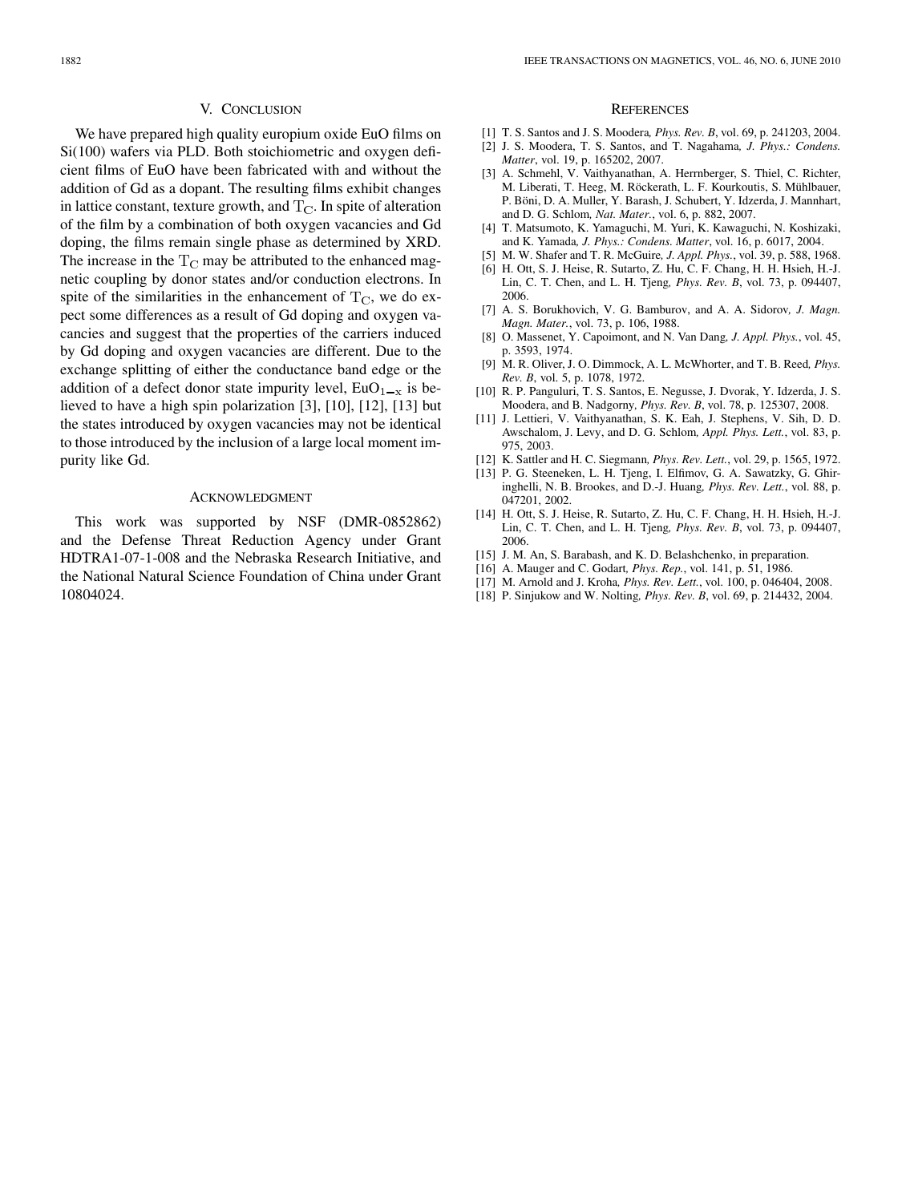## V. Conclusion

We have prepared high quality europium oxide EuO films on Si(100) wafers via PLD. Both stoichiometric and oxygen deficient films of EuO have been fabricated with and without the addition of Gd as a dopant. The resulting films exhibit changes in lattice constant, texture growth, and $T_C$. In spite of alteration of the film by a combination of both oxygen vacancies and Gd doping, the films remain single phase as determined by XRD. The increase in the $T_C$ may be attributed to the enhanced magnetic coupling by donor states and/or conduction electrons. In spite of the similarities in the enhancement of $T_C$, we do expect some differences as a result of Gd doping and oxygen vacancies and suggest that the properties of the carriers induced by Gd doping and oxygen vacancies are different. Due to the exchange splitting of either the conductance band edge or the addition of a defect donor state impurity level, $EuO_{1-x}$ is believed to have a high spin polarization [3], [10], [12], [13] but the states introduced by oxygen vacancies may not be identical to those introduced by the inclusion of a large local moment impurity like Gd.

## Acknowledgment

This work was supported by NSF (DMR-0852862) and the Defense Threat Reduction Agency under Grant HDTRA1-07-1-008 and the Nebraska Research Initiative, and the National Natural Science Foundation of China under Grant 10804024.

## References

[1] T. S. Santos and J. S. Moodera, *Phys. Rev. B*, vol. 69, p. 241203, 2004.

[2] J. S. Moodera, T. S. Santos, and T. Nagahama, *J. Phys.: Condens. Matter*, vol. 19, p. 165202, 2007.

[3] A. Schmehl, V. Vaithyanathan, A. Herrnberger, S. Thiel, C. Richter, M. Liberati, T. Heeg, M. Röckerath, L. F. Kourkoutis, S. Mühlbauer, P. Böni, D. A. Muller, Y. Barash, J. Schubert, Y. Idzerda, J. Mannhart, and D. G. Schlom, *Nat. Mater.*, vol. 6, p. 882, 2007.

[4] T. Matsumoto, K. Yamaguchi, M. Yuri, K. Kawaguchi, N. Koshizaki, and K. Yamada, *J. Phys.: Condens. Matter*, vol. 16, p. 6017, 2004.

[5] M. W. Shafer and T. R. McGuire, *J. Appl. Phys.*, vol. 39, p. 588, 1968.

[6] H. Ott, S. J. Heise, R. Sutarto, Z. Hu, C. F. Chang, H. H. Hsieh, H.-J. Lin, C. T. Chen, and L. H. Tjeng, *Phys. Rev. B*, vol. 73, p. 094407, 2006.

[7] A. S. Borukhovich, V. G. Bamburov, and A. A. Sidorov, *J. Magn. Magn. Mater.*, vol. 73, p. 106, 1988.

[8] O. Massenet, Y. Capoimont, and N. Van Dang, *J. Appl. Phys.*, vol. 45, p. 3593, 1974.

[9] M. R. Oliver, J. O. Dimmock, A. L. McWhorter, and T. B. Reed, *Phys. Rev. B*, vol. 5, p. 1078, 1972.

[10] R. P. Panguluri, T. S. Santos, E. Negusse, J. Dvorak, Y. Idzerda, J. S. Moodera, and B. Nadgorny, *Phys. Rev. B*, vol. 78, p. 125307, 2008.

[11] J. Lettieri, V. Vaithyanathan, S. K. Eah, J. Stephens, V. Sih, D. D. Awschalom, J. Levy, and D. G. Schlom, *Appl. Phys. Lett.*, vol. 83, p. 975, 2003.

[12] K. Sattler and H. C. Siegmann, *Phys. Rev. Lett.*, vol. 29, p. 1565, 1972.

[13] P. G. Steeneken, L. H. Tjeng, I. Elfimov, G. A. Sawatzky, G. Ghiringhelli, N. B. Brookes, and D.-J. Huang, *Phys. Rev. Lett.*, vol. 88, p. 047201, 2002.

[14] H. Ott, S. J. Heise, R. Sutarto, Z. Hu, C. F. Chang, H. H. Hsieh, H.-J. Lin, C. T. Chen, and L. H. Tjeng, *Phys. Rev. B*, vol. 73, p. 094407, 2006.

[15] J. M. An, S. Barabash, and K. D. Belashchenko, in preparation.

[16] A. Mauger and C. Godart, *Phys. Rep.*, vol. 141, p. 51, 1986.

[17] M. Arnold and J. Kroha, *Phys. Rev. Lett.*, vol. 100, p. 046404, 2008.

[18] P. Sinjukow and W. Nolting, *Phys. Rev. B*, vol. 69, p. 214432, 2004.